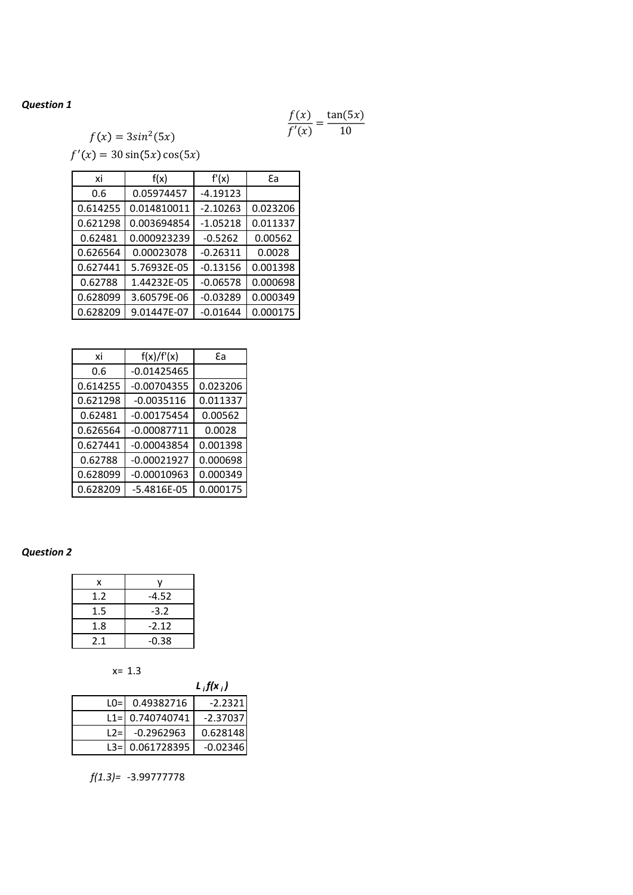***Question 1***

$$f(x) = 3sin^2(5x)$$

$$f'(x) = 30\sin(5x)\cos(5x)$$

$$\frac{f(x)}{f'(x)} = \frac{\tan(5x)}{10}$$

| xi | f(x) | f'(x) | Ɛa |
|---|---|---|---|
| 0.6 | 0.05974457 | -4.19123 | |
| 0.614255 | 0.014810011 | -2.10263 | 0.023206 |
| 0.621298 | 0.003694854 | -1.05218 | 0.011337 |
| 0.62481 | 0.000923239 | -0.5262 | 0.00562 |
| 0.626564 | 0.00023078 | -0.26311 | 0.0028 |
| 0.627441 | 5.76932E-05 | -0.13156 | 0.001398 |
| 0.62788 | 1.44232E-05 | -0.06578 | 0.000698 |
| 0.628099 | 3.60579E-06 | -0.03289 | 0.000349 |
| 0.628209 | 9.01447E-07 | -0.01644 | 0.000175 |

| xi | f(x)/f'(x) | Ɛa |
|---|---|---|
| 0.6 | -0.01425465 | |
| 0.614255 | -0.00704355 | 0.023206 |
| 0.621298 | -0.0035116 | 0.011337 |
| 0.62481 | -0.00175454 | 0.00562 |
| 0.626564 | -0.00087711 | 0.0028 |
| 0.627441 | -0.00043854 | 0.001398 |
| 0.62788 | -0.00021927 | 0.000698 |
| 0.628099 | -0.00010963 | 0.000349 |
| 0.628209 | -5.4816E-05 | 0.000175 |

***Question 2***

| x | y |
|---|---|
| 1.2 | -4.52 |
| 1.5 | -3.2 |
| 1.8 | -2.12 |
| 2.1 | -0.38 |

x= 1.3

| | | $L_i f(x_i)$ |
|---|---|---|
| L0= | 0.49382716 | -2.2321 |
| L1= | 0.740740741 | -2.37037 |
| L2= | -0.2962963 | 0.628148 |
| L3= | 0.061728395 | -0.02346 |

*f(1.3)=* -3.99777778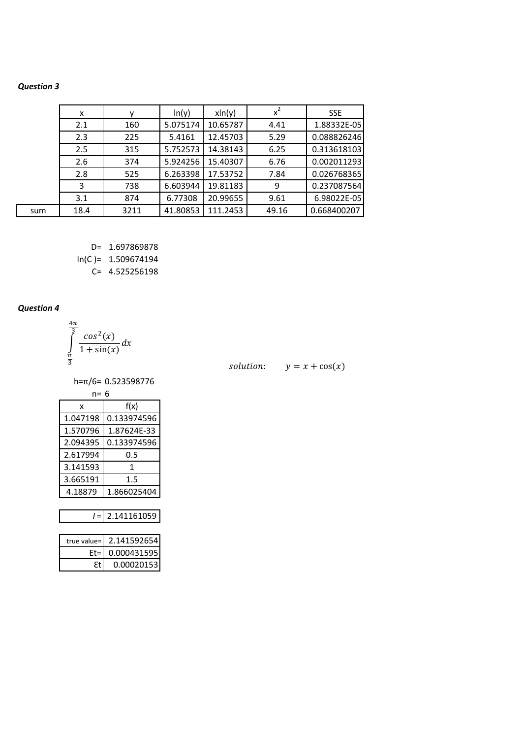***Question 3***

|  | x | y | ln(y) | xln(y) | $x^2$ | SSE |
|---|---|---|---|---|---|---|
|  | 2.1 | 160 | 5.075174 | 10.65787 | 4.41 | 1.88332E-05 |
|  | 2.3 | 225 | 5.4161 | 12.45703 | 5.29 | 0.088826246 |
|  | 2.5 | 315 | 5.752573 | 14.38143 | 6.25 | 0.313618103 |
|  | 2.6 | 374 | 5.924256 | 15.40307 | 6.76 | 0.002011293 |
|  | 2.8 | 525 | 6.263398 | 17.53752 | 7.84 | 0.026768365 |
|  | 3 | 738 | 6.603944 | 19.81183 | 9 | 0.237087564 |
|  | 3.1 | 874 | 6.77308 | 20.99655 | 9.61 | 6.98022E-05 |
| sum | 18.4 | 3211 | 41.80853 | 111.2453 | 49.16 | 0.668400207 |

D= 1.697869878

ln(C )= 1.509674194

C= 4.525256198

***Question 4***

$$\int_{\frac{\pi}{3}}^{\frac{4\pi}{3}} \frac{cos^2(x)}{1+\sin(x)}dx$$

$solution: \quad y = x + \cos(x)$

h=π/6= 0.523598776

n= 6

| x | f(x) |
|---|---|
| 1.047198 | 0.133974596 |
| 1.570796 | 1.87624E-33 |
| 2.094395 | 0.133974596 |
| 2.617994 | 0.5 |
| 3.141593 | 1 |
| 3.665191 | 1.5 |
| 4.18879 | 1.866025404 |

| $I$ = | 2.141161059 |
|---|---|

| true value= | 2.141592654 |
|---|---|
| Et= | 0.000431595 |
| Ɛt | 0.00020153 |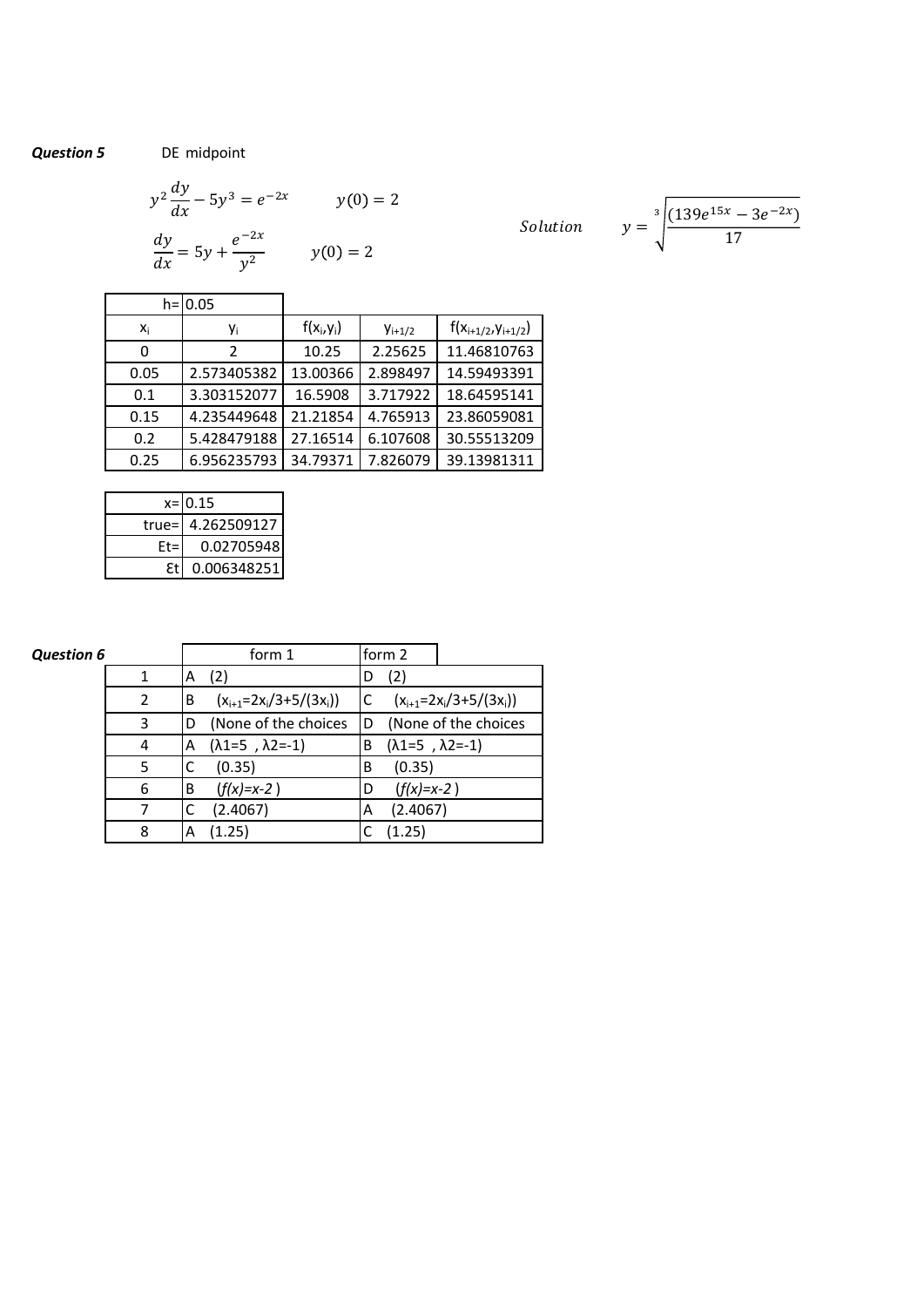***Question 5*** DE midpoint

$$y^2 \frac{dy}{dx} - 5y^3 = e^{-2x} \qquad y(0) = 2$$

$$\frac{dy}{dx} = 5y + \frac{e^{-2x}}{y^2} \qquad y(0) = 2$$

*Solution* $$y = \sqrt[3]{\frac{(139e^{15x} - 3e^{-2x})}{17}}$$

| h= | 0.05 | | | |
|---|---|---|---|---|
| $x_i$ | $y_i$ | $f(x_i,y_i)$ | $y_{i+1/2}$ | $f(x_{i+1/2},y_{i+1/2})$ |
| 0 | 2 | 10.25 | 2.25625 | 11.46810763 |
| 0.05 | 2.573405382 | 13.00366 | 2.898497 | 14.59493391 |
| 0.1 | 3.303152077 | 16.5908 | 3.717922 | 18.64595141 |
| 0.15 | 4.235449648 | 21.21854 | 4.765913 | 23.86059081 |
| 0.2 | 5.428479188 | 27.16514 | 6.107608 | 30.55513209 |
| 0.25 | 6.956235793 | 34.79371 | 7.826079 | 39.13981311 |

| x= | 0.15 |
|---|---|
| true= | 4.262509127 |
| Et= | 0.02705948 |
| εt | 0.006348251 |

***Question 6***

| | form 1 | | form 2 | |
|---|---|---|---|---|
| 1 | A | (2) | D | (2) |
| 2 | B | $(x_{i+1}=2x_i/3+5/(3x_i))$ | C | $(x_{i+1}=2x_i/3+5/(3x_i))$ |
| 3 | D | (None of the choices | D | (None of the choices |
| 4 | A | (λ1=5 , λ2=-1) | B | (λ1=5 , λ2=-1) |
| 5 | C | (0.35) | B | (0.35) |
| 6 | B | $(f(x)=x-2)$ | D | $(f(x)=x-2)$ |
| 7 | C | (2.4067) | A | (2.4067) |
| 8 | A | (1.25) | C | (1.25) |